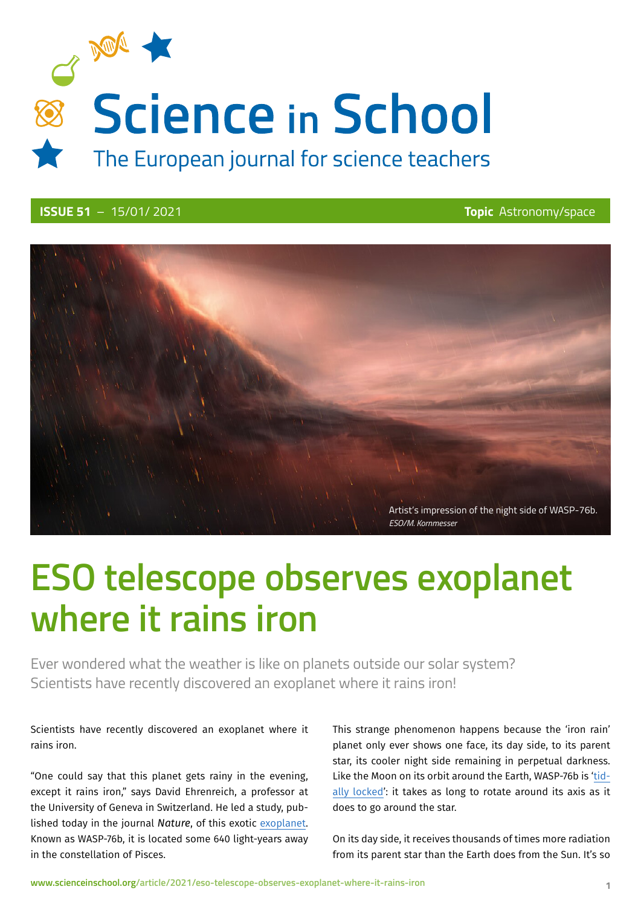# Science in School

The European journal for science teachers

**ISSUE 51** – 15/01/ 2021 **Topic** Astronomy/space

Artist's impression of the night side of WASP-76b.
*ESO/M. Kornmesser*

# ESO telescope observes exoplanet where it rains iron

Ever wondered what the weather is like on planets outside our solar system? Scientists have recently discovered an exoplanet where it rains iron!

Scientists have recently discovered an exoplanet where it rains iron.

"One could say that this planet gets rainy in the evening, except it rains iron," says David Ehrenreich, a professor at the University of Geneva in Switzerland. He led a study, published today in the journal *Nature*, of this exotic exoplanet. Known as WASP-76b, it is located some 640 light-years away in the constellation of Pisces.

This strange phenomenon happens because the 'iron rain' planet only ever shows one face, its day side, to its parent star, its cooler night side remaining in perpetual darkness. Like the Moon on its orbit around the Earth, WASP-76b is 'tidally locked': it takes as long to rotate around its axis as it does to go around the star.

On its day side, it receives thousands of times more radiation from its parent star than the Earth does from the Sun. It's so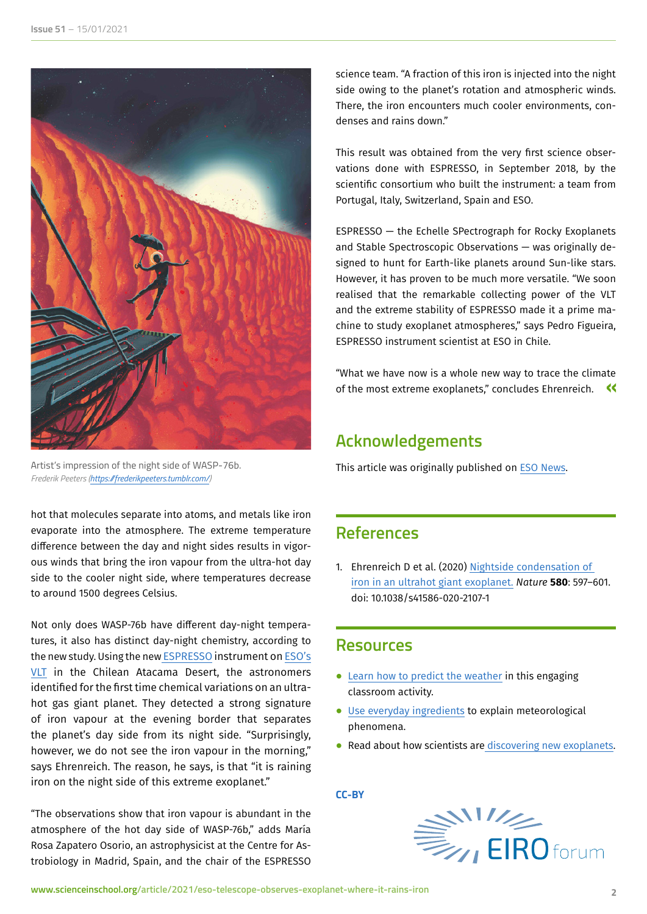Artist's impression of the night side of WASP-76b.
*Frederik Peeters (https://frederikpeeters.tumblr.com/)*

hot that molecules separate into atoms, and metals like iron evaporate into the atmosphere. The extreme temperature difference between the day and night sides results in vigorous winds that bring the iron vapour from the ultra-hot day side to the cooler night side, where temperatures decrease to around 1500 degrees Celsius.

Not only does WASP-76b have different day-night temperatures, it also has distinct day-night chemistry, according to the new study. Using the new ESPRESSO instrument on ESO's VLT in the Chilean Atacama Desert, the astronomers identified for the first time chemical variations on an ultra-hot gas giant planet. They detected a strong signature of iron vapour at the evening border that separates the planet's day side from its night side. "Surprisingly, however, we do not see the iron vapour in the morning," says Ehrenreich. The reason, he says, is that "it is raining iron on the night side of this extreme exoplanet."

"The observations show that iron vapour is abundant in the atmosphere of the hot day side of WASP-76b," adds María Rosa Zapatero Osorio, an astrophysicist at the Centre for Astrobiology in Madrid, Spain, and the chair of the ESPRESSO science team. "A fraction of this iron is injected into the night side owing to the planet's rotation and atmospheric winds. There, the iron encounters much cooler environments, condenses and rains down."

This result was obtained from the very first science observations done with ESPRESSO, in September 2018, by the scientific consortium who built the instrument: a team from Portugal, Italy, Switzerland, Spain and ESO.

ESPRESSO — the Echelle SPectrograph for Rocky Exoplanets and Stable Spectroscopic Observations — was originally designed to hunt for Earth-like planets around Sun-like stars. However, it has proven to be much more versatile. "We soon realised that the remarkable collecting power of the VLT and the extreme stability of ESPRESSO made it a prime machine to study exoplanet atmospheres," says Pedro Figueira, ESPRESSO instrument scientist at ESO in Chile.

"What we have now is a whole new way to trace the climate of the most extreme exoplanets," concludes Ehrenreich.

## Acknowledgements

This article was originally published on ESO News.

## References

1. Ehrenreich D et al. (2020) Nightside condensation of iron in an ultrahot giant exoplanet. *Nature* **580**: 597–601. doi: 10.1038/s41586-020-2107-1

## Resources

- Learn how to predict the weather in this engaging classroom activity.
- Use everyday ingredients to explain meteorological phenomena.
- Read about how scientists are discovering new exoplanets.

**CC-BY**

www.scienceinschool.org/article/2021/eso-telescope-observes-exoplanet-where-it-rains-iron